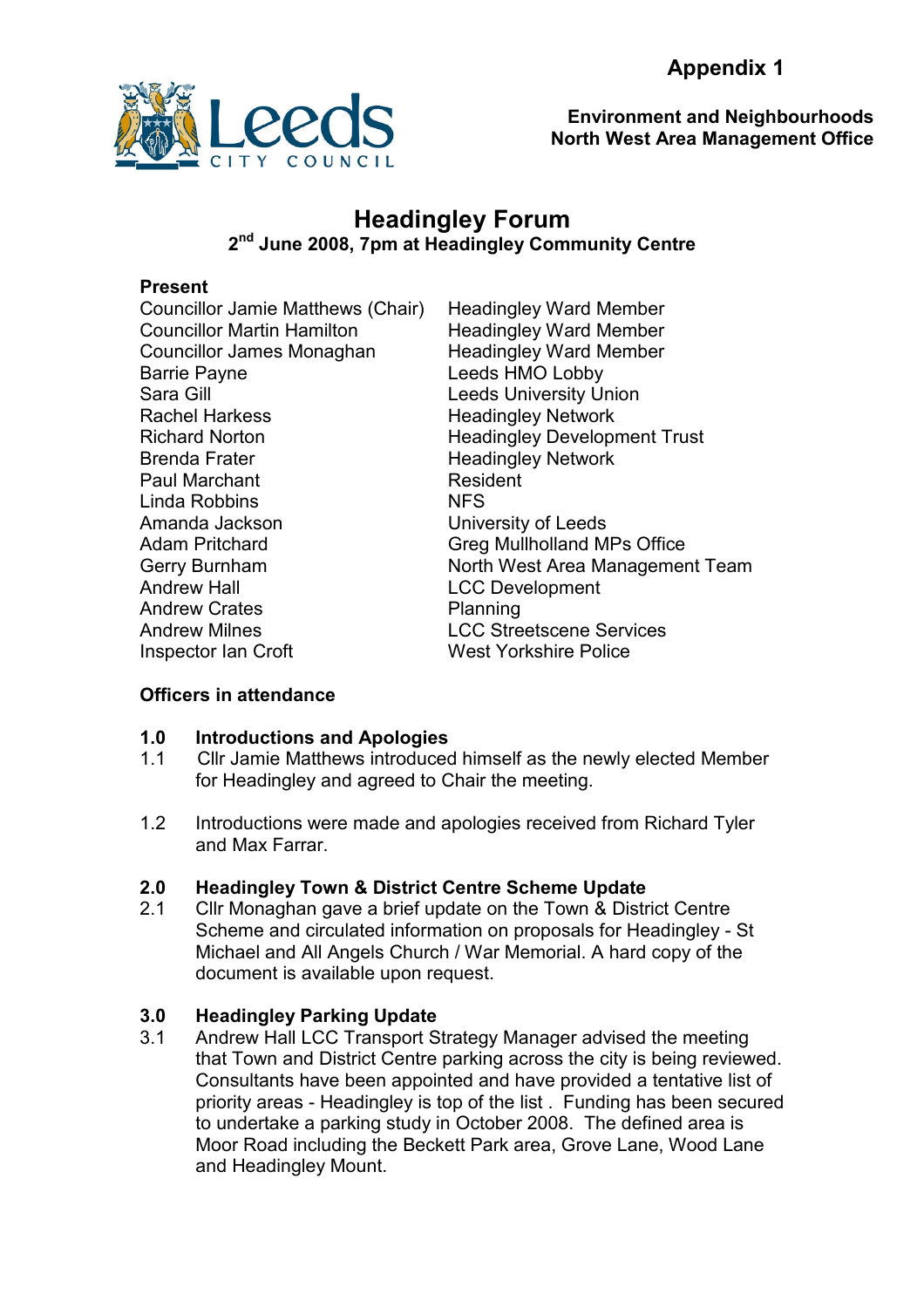**Appendix 1**

**Environment and Neighbourhoods**
**North West Area Management Office**

# Headingley Forum

**2nd June 2008, 7pm at Headingley Community Centre**

**Present**

| | |
|---|---|
| Councillor Jamie Matthews (Chair) | Headingley Ward Member |
| Councillor Martin Hamilton | Headingley Ward Member |
| Councillor James Monaghan | Headingley Ward Member |
| Barrie Payne | Leeds HMO Lobby |
| Sara Gill | Leeds University Union |
| Rachel Harkess | Headingley Network |
| Richard Norton | Headingley Development Trust |
| Brenda Frater | Headingley Network |
| Paul Marchant | Resident |
| Linda Robbins | NFS |
| Amanda Jackson | University of Leeds |
| Adam Pritchard | Greg Mullholland MPs Office |
| Gerry Burnham | North West Area Management Team |
| Andrew Hall | LCC Development |
| Andrew Crates | Planning |
| Andrew Milnes | LCC Streetscene Services |
| Inspector Ian Croft | West Yorkshire Police |

**Officers in attendance**

## 1.0 Introductions and Apologies

1.1 Cllr Jamie Matthews introduced himself as the newly elected Member for Headingley and agreed to Chair the meeting.

1.2 Introductions were made and apologies received from Richard Tyler and Max Farrar.

## 2.0 Headingley Town & District Centre Scheme Update

2.1 Cllr Monaghan gave a brief update on the Town & District Centre Scheme and circulated information on proposals for Headingley - St Michael and All Angels Church / War Memorial. A hard copy of the document is available upon request.

## 3.0 Headingley Parking Update

3.1 Andrew Hall LCC Transport Strategy Manager advised the meeting that Town and District Centre parking across the city is being reviewed. Consultants have been appointed and have provided a tentative list of priority areas - Headingley is top of the list . Funding has been secured to undertake a parking study in October 2008. The defined area is Moor Road including the Beckett Park area, Grove Lane, Wood Lane and Headingley Mount.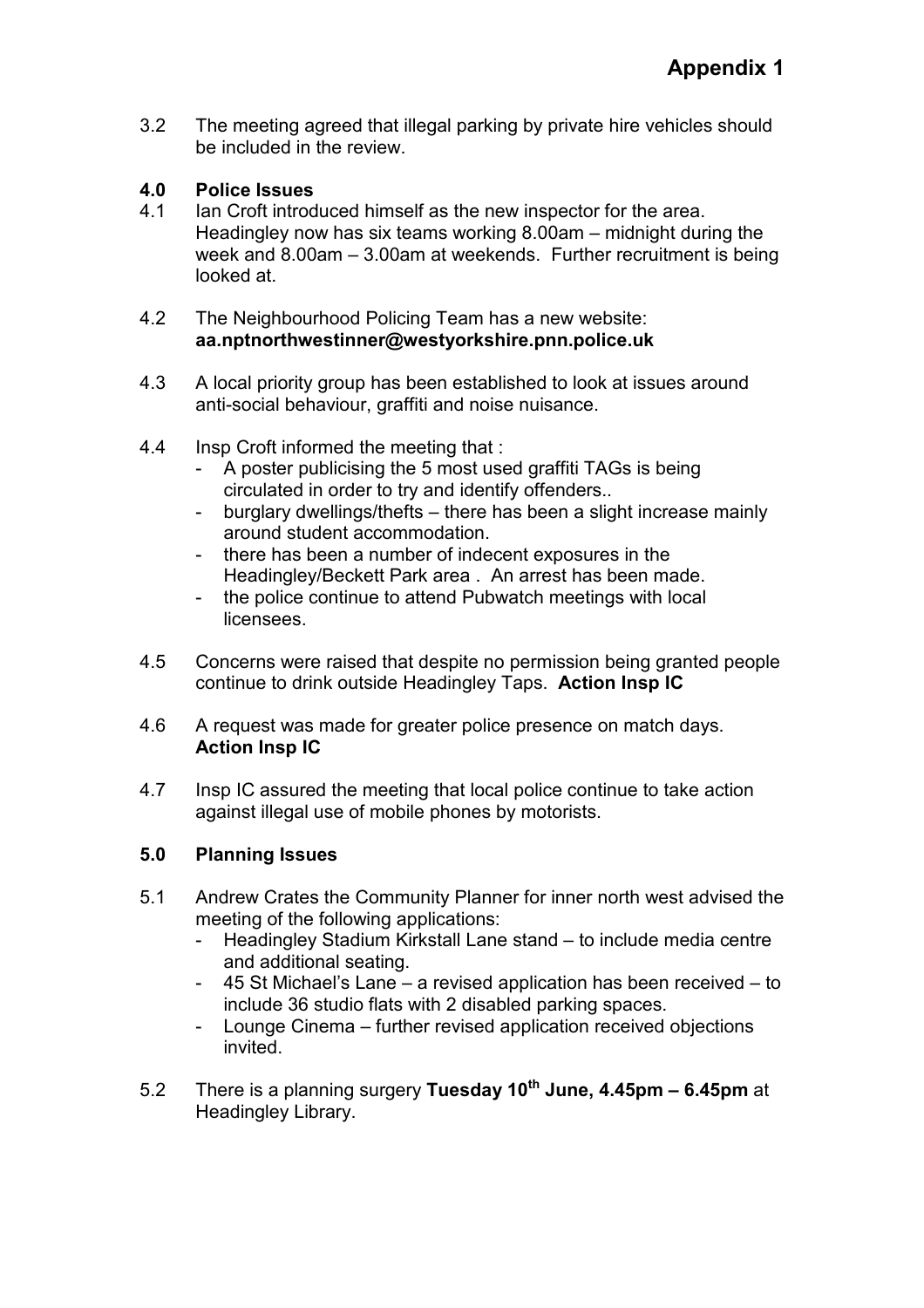**Appendix 1**

3.2 The meeting agreed that illegal parking by private hire vehicles should be included in the review.

**4.0 Police Issues**

4.1 Ian Croft introduced himself as the new inspector for the area. Headingley now has six teams working 8.00am – midnight during the week and 8.00am – 3.00am at weekends. Further recruitment is being looked at.

4.2 The Neighbourhood Policing Team has a new website: **aa.nptnorthwestinner@westyorkshire.pnn.police.uk**

4.3 A local priority group has been established to look at issues around anti-social behaviour, graffiti and noise nuisance.

4.4 Insp Croft informed the meeting that :
- A poster publicising the 5 most used graffiti TAGs is being circulated in order to try and identify offenders..
- burglary dwellings/thefts – there has been a slight increase mainly around student accommodation.
- there has been a number of indecent exposures in the Headingley/Beckett Park area . An arrest has been made.
- the police continue to attend Pubwatch meetings with local licensees.

4.5 Concerns were raised that despite no permission being granted people continue to drink outside Headingley Taps. **Action Insp IC**

4.6 A request was made for greater police presence on match days. **Action Insp IC**

4.7 Insp IC assured the meeting that local police continue to take action against illegal use of mobile phones by motorists.

**5.0 Planning Issues**

5.1 Andrew Crates the Community Planner for inner north west advised the meeting of the following applications:
- Headingley Stadium Kirkstall Lane stand – to include media centre and additional seating.
- 45 St Michael's Lane – a revised application has been received – to include 36 studio flats with 2 disabled parking spaces.
- Lounge Cinema – further revised application received objections invited.

5.2 There is a planning surgery **Tuesday 10th June, 4.45pm – 6.45pm** at Headingley Library.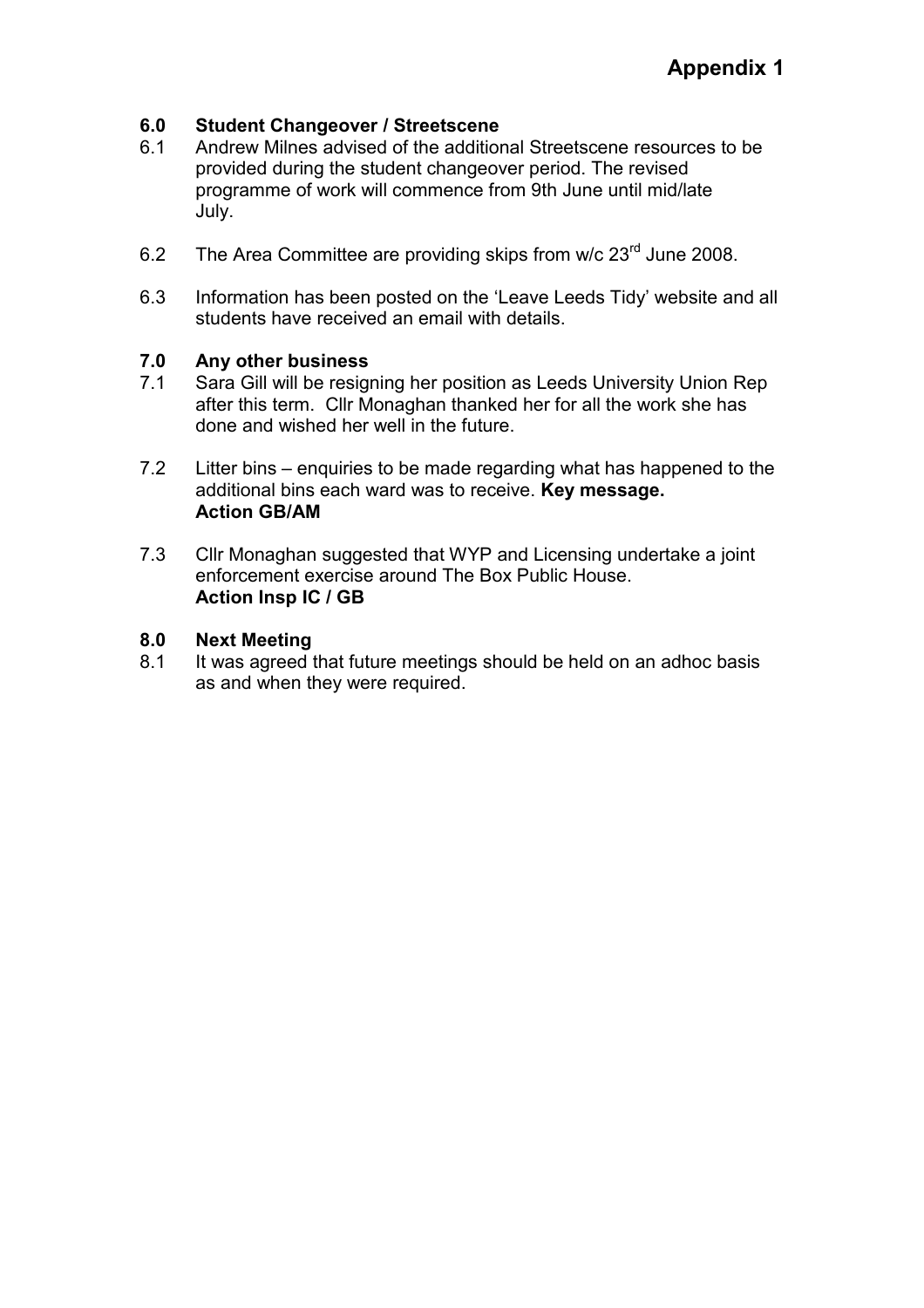**Appendix 1**

## 6.0 Student Changeover / Streetscene

6.1 Andrew Milnes advised of the additional Streetscene resources to be provided during the student changeover period. The revised programme of work will commence from 9th June until mid/late July.

6.2 The Area Committee are providing skips from w/c 23rd June 2008.

6.3 Information has been posted on the 'Leave Leeds Tidy' website and all students have received an email with details.

## 7.0 Any other business

7.1 Sara Gill will be resigning her position as Leeds University Union Rep after this term. Cllr Monaghan thanked her for all the work she has done and wished her well in the future.

7.2 Litter bins – enquiries to be made regarding what has happened to the additional bins each ward was to receive. **Key message.**
**Action GB/AM**

7.3 Cllr Monaghan suggested that WYP and Licensing undertake a joint enforcement exercise around The Box Public House.
**Action Insp IC / GB**

## 8.0 Next Meeting

8.1 It was agreed that future meetings should be held on an adhoc basis as and when they were required.